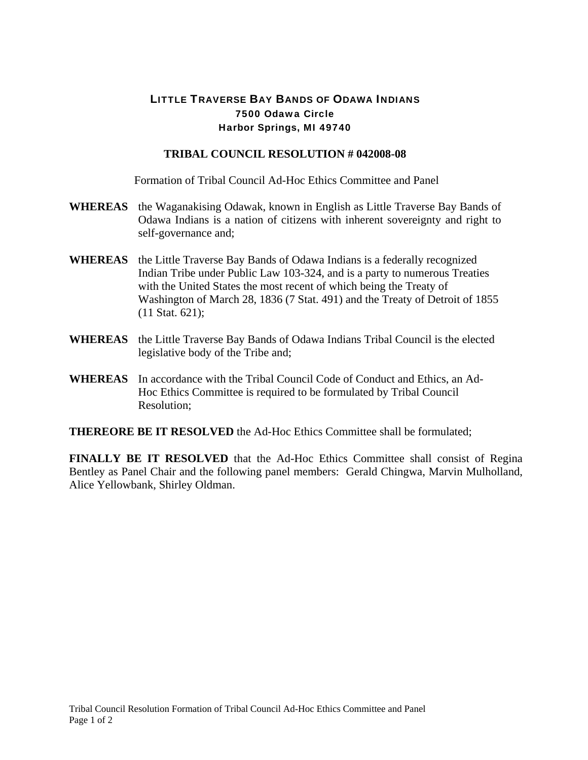# LITTLE TRAVERSE BAY BANDS OF ODAWA INDIANS
**7500 Odawa Circle**
**Harbor Springs, MI 49740**

## TRIBAL COUNCIL RESOLUTION # 042008-08

Formation of Tribal Council Ad-Hoc Ethics Committee and Panel

**WHEREAS** the Waganakising Odawak, known in English as Little Traverse Bay Bands of Odawa Indians is a nation of citizens with inherent sovereignty and right to self-governance and;

**WHEREAS** the Little Traverse Bay Bands of Odawa Indians is a federally recognized Indian Tribe under Public Law 103-324, and is a party to numerous Treaties with the United States the most recent of which being the Treaty of Washington of March 28, 1836 (7 Stat. 491) and the Treaty of Detroit of 1855 (11 Stat. 621);

**WHEREAS** the Little Traverse Bay Bands of Odawa Indians Tribal Council is the elected legislative body of the Tribe and;

**WHEREAS** In accordance with the Tribal Council Code of Conduct and Ethics, an Ad-Hoc Ethics Committee is required to be formulated by Tribal Council Resolution;

**THEREORE BE IT RESOLVED** the Ad-Hoc Ethics Committee shall be formulated;

**FINALLY BE IT RESOLVED** that the Ad-Hoc Ethics Committee shall consist of Regina Bentley as Panel Chair and the following panel members: Gerald Chingwa, Marvin Mulholland, Alice Yellowbank, Shirley Oldman.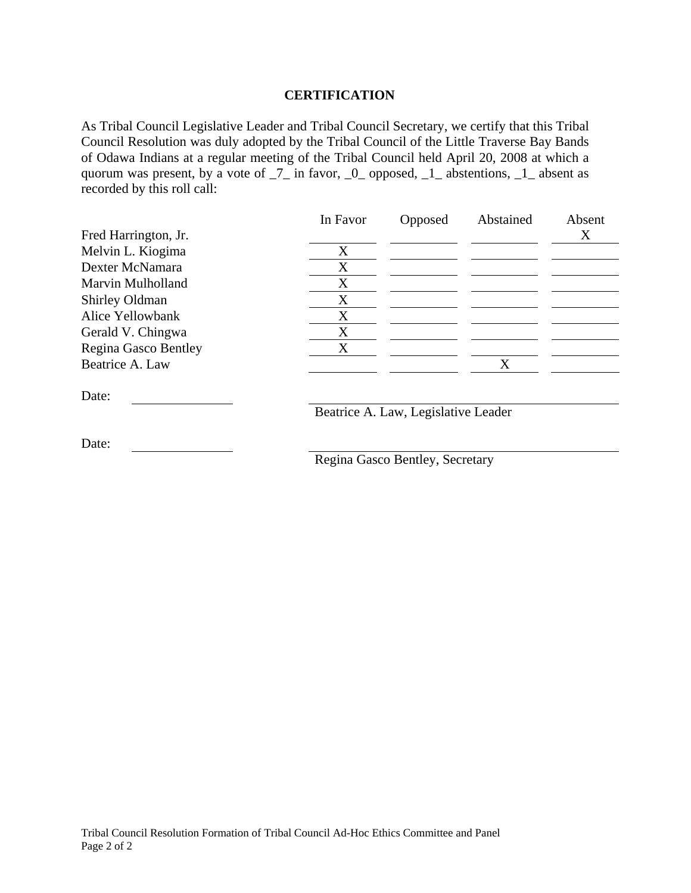**CERTIFICATION**

As Tribal Council Legislative Leader and Tribal Council Secretary, we certify that this Tribal Council Resolution was duly adopted by the Tribal Council of the Little Traverse Bay Bands of Odawa Indians at a regular meeting of the Tribal Council held April 20, 2008 at which a quorum was present, by a vote of _7_ in favor, _0_ opposed, _1_ abstentions, _1_ absent as recorded by this roll call:

| | In Favor | Opposed | Abstained | Absent |
|---|---|---|---|---|
| Fred Harrington, Jr. | | | | X |
| Melvin L. Kiogima | X | | | |
| Dexter McNamara | X | | | |
| Marvin Mulholland | X | | | |
| Shirley Oldman | X | | | |
| Alice Yellowbank | X | | | |
| Gerald V. Chingwa | X | | | |
| Regina Gasco Bentley | X | | | |
| Beatrice A. Law | | | X | |

Date: ______________

______________________________
Beatrice A. Law, Legislative Leader

Date: ______________

______________________________
Regina Gasco Bentley, Secretary

Tribal Council Resolution Formation of Tribal Council Ad-Hoc Ethics Committee and Panel